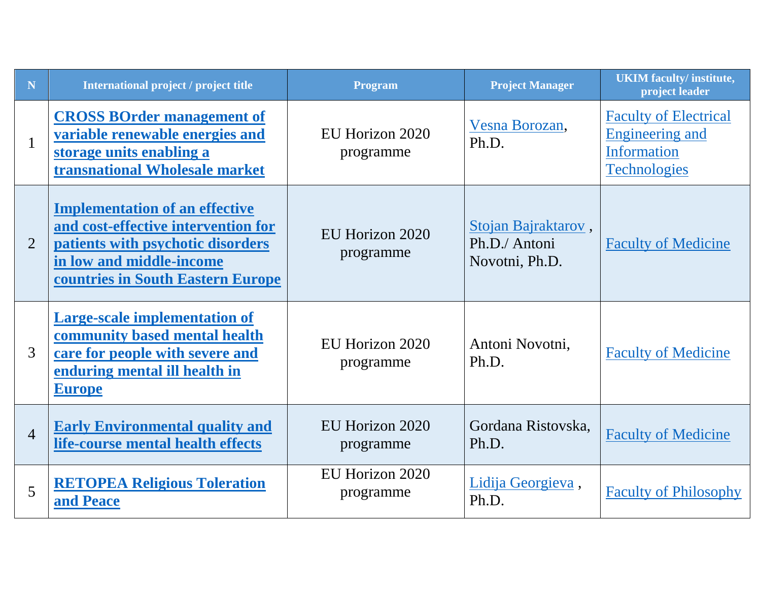| N | International project / project title | Program | Project Manager | UKIM faculty/ institute, project leader |
|---|---|---|---|---|
| 1 | **CROSS BOrder management of variable renewable energies and storage units enabling a transnational Wholesale market** | EU Horizon 2020 programme | Vesna Borozan, Ph.D. | Faculty of Electrical Engineering and Information Technologies |
| 2 | **Implementation of an effective and cost-effective intervention for patients with psychotic disorders in low and middle-income countries in South Eastern Europe** | EU Horizon 2020 programme | Stojan Bajraktarov , Ph.D./ Antoni Novotni, Ph.D. | Faculty of Medicine |
| 3 | **Large-scale implementation of community based mental health care for people with severe and enduring mental ill health in Europe** | EU Horizon 2020 programme | Antoni Novotni, Ph.D. | Faculty of Medicine |
| 4 | **Early Environmental quality and life-course mental health effects** | EU Horizon 2020 programme | Gordana Ristovska, Ph.D. | Faculty of Medicine |
| 5 | **RETOPEA Religious Toleration and Peace** | EU Horizon 2020 programme | Lidija Georgieva , Ph.D. | Faculty of Philosophy |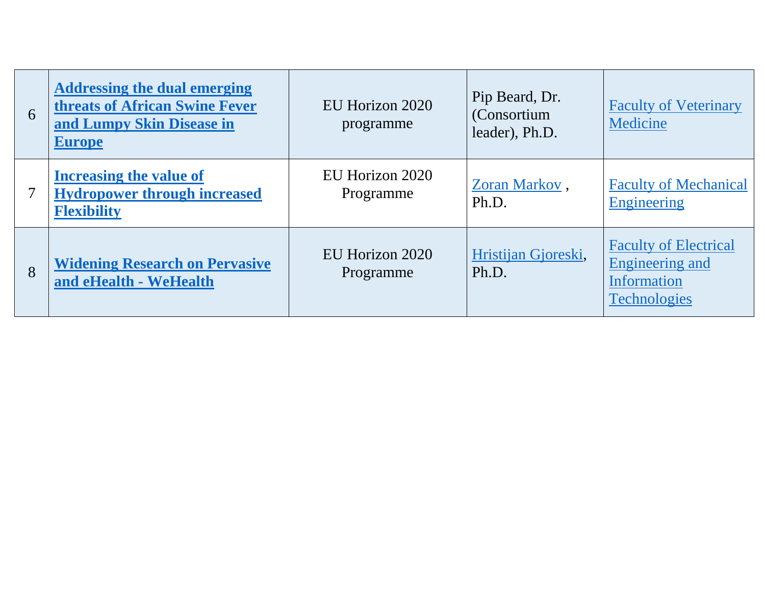| | | | | |
|---|---|---|---|---|
| 6 | **Addressing the dual emerging threats of African Swine Fever and Lumpy Skin Disease in Europe** | EU Horizon 2020 programme | Pip Beard, Dr. (Consortium leader), Ph.D. | Faculty of Veterinary Medicine |
| 7 | **Increasing the value of Hydropower through increased Flexibility** | EU Horizon 2020 Programme | Zoran Markov , Ph.D. | Faculty of Mechanical Engineering |
| 8 | **Widening Research on Pervasive and eHealth - WeHealth** | EU Horizon 2020 Programme | Hristijan Gjoreski, Ph.D. | Faculty of Electrical Engineering and Information Technologies |